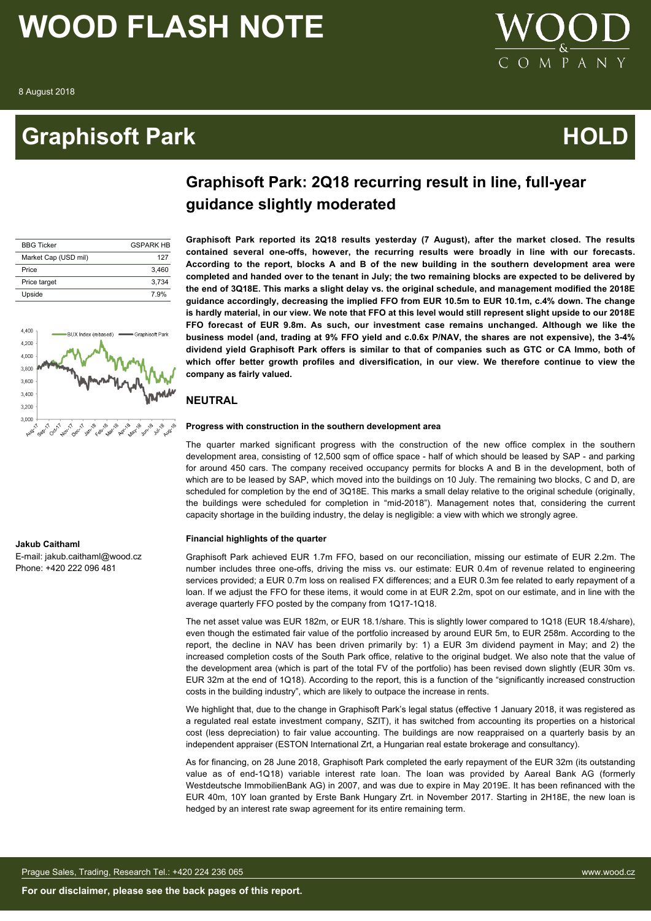# WOOD FLASH NOTE

8 August 2018

# Graphisoft Park

**HOLD**

## Graphisoft Park: 2Q18 recurring result in line, full-year guidance slightly moderated

| BBG Ticker | GSPARK HB |
|---|---|
| Market Cap (USD mil) | 127 |
| Price | 3,460 |
| Price target | 3,734 |
| Upside | 7.9% |

**Jakub Caithaml**
E-mail: jakub.caithaml@wood.cz
Phone: +420 222 096 481

**Graphisoft Park reported its 2Q18 results yesterday (7 August), after the market closed. The results contained several one-offs, however, the recurring results were broadly in line with our forecasts. According to the report, blocks A and B of the new building in the southern development area were completed and handed over to the tenant in July; the two remaining blocks are expected to be delivered by the end of 3Q18E. This marks a slight delay vs. the original schedule, and management modified the 2018E guidance accordingly, decreasing the implied FFO from EUR 10.5m to EUR 10.1m, c.4% down. The change is hardly material, in our view. We note that FFO at this level would still represent slight upside to our 2018E FFO forecast of EUR 9.8m. As such, our investment case remains unchanged. Although we like the business model (and, trading at 9% FFO yield and c.0.6x P/NAV, the shares are not expensive), the 3-4% dividend yield Graphisoft Park offers is similar to that of companies such as GTC or CA Immo, both of which offer better growth profiles and diversification, in our view. We therefore continue to view the company as fairly valued.**

### NEUTRAL

#### Progress with construction in the southern development area

The quarter marked significant progress with the construction of the new office complex in the southern development area, consisting of 12,500 sqm of office space - half of which should be leased by SAP - and parking for around 450 cars. The company received occupancy permits for blocks A and B in the development, both of which are to be leased by SAP, which moved into the buildings on 10 July. The remaining two blocks, C and D, are scheduled for completion by the end of 3Q18E. This marks a small delay relative to the original schedule (originally, the buildings were scheduled for completion in "mid-2018"). Management notes that, considering the current capacity shortage in the building industry, the delay is negligible: a view with which we strongly agree.

#### Financial highlights of the quarter

Graphisoft Park achieved EUR 1.7m FFO, based on our reconciliation, missing our estimate of EUR 2.2m. The number includes three one-offs, driving the miss vs. our estimate: EUR 0.4m of revenue related to engineering services provided; a EUR 0.7m loss on realised FX differences; and a EUR 0.3m fee related to early repayment of a loan. If we adjust the FFO for these items, it would come in at EUR 2.2m, spot on our estimate, and in line with the average quarterly FFO posted by the company from 1Q17-1Q18.

The net asset value was EUR 182m, or EUR 18.1/share. This is slightly lower compared to 1Q18 (EUR 18.4/share), even though the estimated fair value of the portfolio increased by around EUR 5m, to EUR 258m. According to the report, the decline in NAV has been driven primarily by: 1) a EUR 3m dividend payment in May; and 2) the increased completion costs of the South Park office, relative to the original budget. We also note that the value of the development area (which is part of the total FV of the portfolio) has been revised down slightly (EUR 30m vs. EUR 32m at the end of 1Q18). According to the report, this is a function of the "significantly increased construction costs in the building industry", which are likely to outpace the increase in rents.

We highlight that, due to the change in Graphisoft Park's legal status (effective 1 January 2018, it was registered as a regulated real estate investment company, SZIT), it has switched from accounting its properties on a historical cost (less depreciation) to fair value accounting. The buildings are now reappraised on a quarterly basis by an independent appraiser (ESTON International Zrt, a Hungarian real estate brokerage and consultancy).

As for financing, on 28 June 2018, Graphisoft Park completed the early repayment of the EUR 32m (its outstanding value as of end-1Q18) variable interest rate loan. The loan was provided by Aareal Bank AG (formerly Westdeutsche ImmobilienBank AG) in 2007, and was due to expire in May 2019E. It has been refinanced with the EUR 40m, 10Y loan granted by Erste Bank Hungary Zrt. in November 2017. Starting in 2H18E, the new loan is hedged by an interest rate swap agreement for its entire remaining term.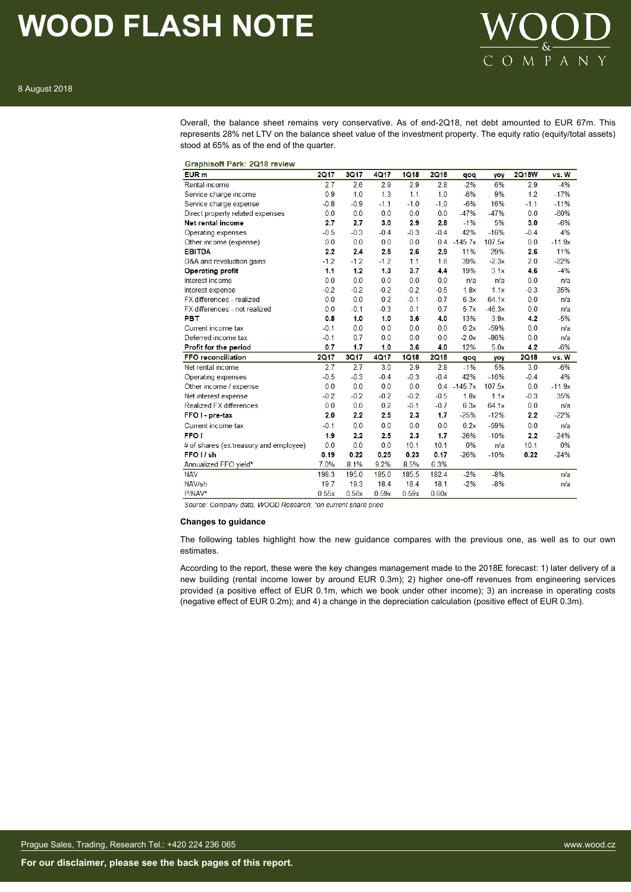Overall, the balance sheet remains very conservative. As of end-2Q18, net debt amounted to EUR 67m. This represents 28% net LTV on the balance sheet value of the investment property. The equity ratio (equity/total assets) stood at 65% as of the end of the quarter.

**Graphisoft Park: 2Q18 review**

| EUR m | 2Q17 | 3Q17 | 4Q17 | 1Q18 | 2Q18 | qoq | yoy | 2Q18W | vs. W |
|---|---|---|---|---|---|---|---|---|---|
| Rental income | 2.7 | 2.6 | 2.9 | 2.9 | 2.8 | -2% | 6% | 2.9 | -4% |
| Service charge income | 0.9 | 1.0 | 1.3 | 1.1 | 1.0 | -6% | 9% | 1.2 | -17% |
| Service charge expense | -0.8 | -0.9 | -1.1 | -1.0 | -1.0 | -6% | 16% | -1.1 | -11% |
| Direct property related expenses | 0.0 | 0.0 | 0.0 | 0.0 | 0.0 | -47% | -47% | 0.0 | -60% |
| **Net rental income** | **2.7** | **2.7** | **3.0** | **2.9** | **2.8** | -1% | 5% | **3.0** | -6% |
| Operating expenses | -0.5 | -0.3 | -0.4 | -0.3 | -0.4 | 42% | -16% | -0.4 | 4% |
| Other income (expense) | 0.0 | 0.0 | 0.0 | 0.0 | 0.4 | -145.7x | 107.5x | 0.0 | -11.9x |
| **EBITDA** | **2.2** | **2.4** | **2.5** | **2.6** | **2.9** | 11% | 29% | **2.6** | 11% |
| D&A and revaluation gains | -1.2 | -1.2 | -1.2 | 1.1 | 1.6 | 39% | -2.3x | 2.0 | -22% |
| **Operating profit** | **1.1** | **1.2** | **1.3** | **3.7** | **4.4** | 19% | 3.1x | **4.6** | -4% |
| Interest income | 0.0 | 0.0 | 0.0 | 0.0 | 0.0 | n/a | n/a | 0.0 | n/a |
| Interest expense | -0.2 | -0.2 | -0.2 | -0.2 | -0.5 | 1.8x | 1.1x | -0.3 | 35% |
| FX differences - realized | 0.0 | 0.0 | 0.2 | -0.1 | -0.7 | 6.3x | 64.1x | 0.0 | n/a |
| FX differences - not realized | 0.0 | -0.1 | -0.3 | 0.1 | 0.7 | 5.7x | -46.3x | 0.0 | n/a |
| **PBT** | **0.8** | **1.0** | **1.0** | **3.6** | **4.0** | 13% | 3.9x | **4.2** | -5% |
| Current income tax | -0.1 | 0.0 | 0.0 | 0.0 | 0.0 | 6.2x | -59% | 0.0 | n/a |
| Deferred income tax | -0.1 | 0.7 | 0.0 | 0.0 | 0.0 | -2.0x | -86% | 0.0 | n/a |
| **Profit for the period** | **0.7** | **1.7** | **1.0** | **3.6** | **4.0** | 12% | 5.0x | **4.2** | -6% |
| **FFO reconciliation** | **2Q17** | **3Q17** | **4Q17** | **1Q18** | **2Q18** | **qoq** | **yoy** | **2Q18** | **vs. W** |
| Net rental income | 2.7 | 2.7 | 3.0 | 2.9 | 2.8 | -1% | 5% | 3.0 | -6% |
| Operating expenses | -0.5 | -0.3 | -0.4 | -0.3 | -0.4 | 42% | -16% | -0.4 | 4% |
| Other income / expense | 0.0 | 0.0 | 0.0 | 0.0 | 0.4 | -145.7x | 107.5x | 0.0 | -11.9x |
| Net interest expense | -0.2 | -0.2 | -0.2 | -0.2 | -0.5 | 1.8x | 1.1x | -0.3 | 35% |
| Realized FX differences | 0.0 | 0.0 | 0.2 | -0.1 | -0.7 | 6.3x | 64.1x | 0.0 | n/a |
| **FFO I - pre-tax** | **2.0** | **2.2** | **2.5** | **2.3** | **1.7** | -25% | -12% | **2.2** | -22% |
| Current income tax | -0.1 | 0.0 | 0.0 | 0.0 | 0.0 | 6.2x | -59% | 0.0 | n/a |
| **FFO I** | **1.9** | **2.2** | **2.5** | **2.3** | **1.7** | -26% | -10% | **2.2** | -24% |
| # of shares (ex.treasury and employee) | 0.0 | 0.0 | 0.0 | 10.1 | 10.1 | 0% | n/a | 10.1 | 0% |
| **FFO I / sh** | **0.19** | **0.22** | **0.25** | **0.23** | **0.17** | -26% | -10% | **0.22** | -24% |
| Annualized FFO yield* | 7.0% | 8.1% | 9.2% | 8.5% | 6.3% | | | | |
| NAV | 198.3 | 195.0 | 185.0 | 185.5 | 182.4 | -2% | -8% | | n/a |
| NAV/sh | 19.7 | 19.3 | 18.4 | 18.4 | 18.1 | -2% | -8% | | n/a |
| P/NAV* | 0.55x | 0.56x | 0.59x | 0.59x | 0.60x | | | | |

*Source: Company data, WOOD Research; *on current share price*

**Changes to guidance**

The following tables highlight how the new guidance compares with the previous one, as well as to our own estimates.

According to the report, these were the key changes management made to the 2018E forecast: 1) later delivery of a new building (rental income lower by around EUR 0.3m); 2) higher one-off revenues from engineering services provided (a positive effect of EUR 0.1m, which we book under other income); 3) an increase in operating costs (negative effect of EUR 0.2m); and 4) a change in the depreciation calculation (positive effect of EUR 0.3m).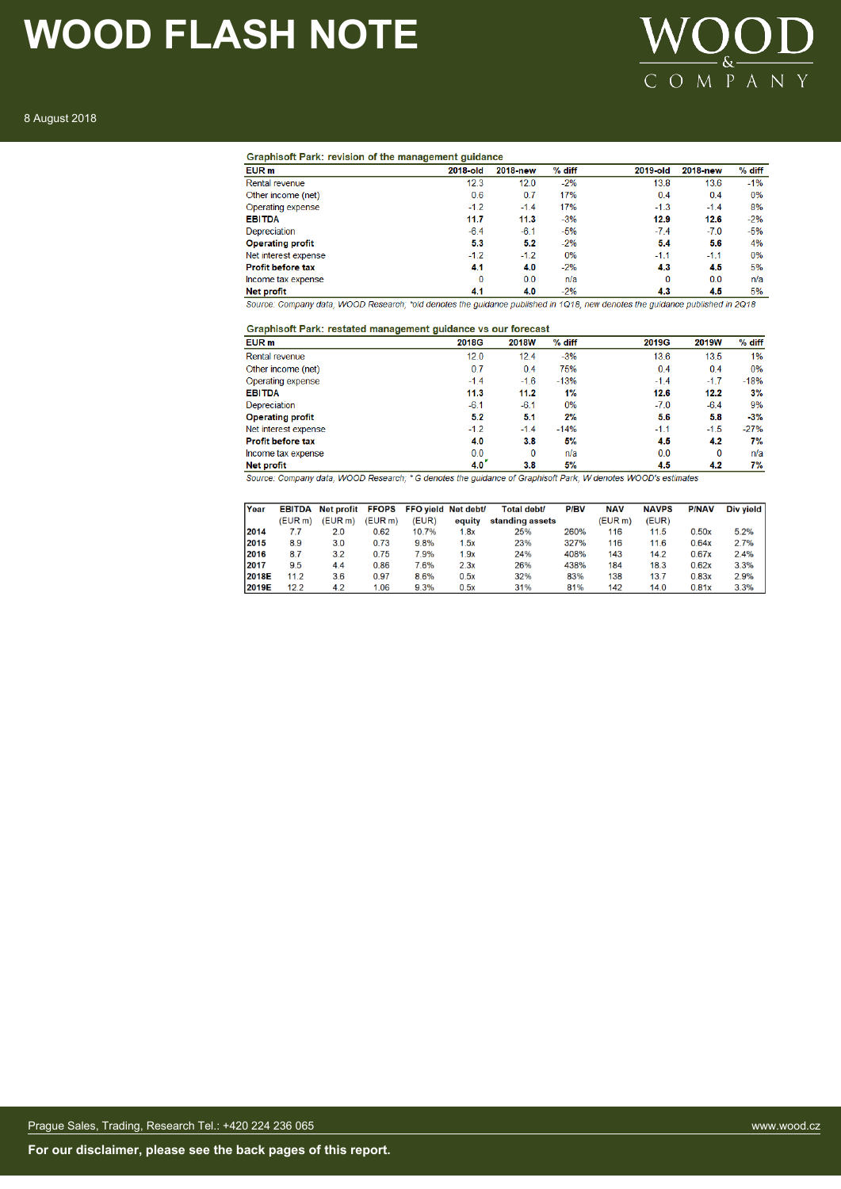Graphisoft Park: revision of the management guidance

| EUR m | 2018-old | 2018-new | % diff | 2019-old | 2018-new | % diff |
|---|---|---|---|---|---|---|
| Rental revenue | 12.3 | 12.0 | -2% | 13.8 | 13.6 | -1% |
| Other income (net) | 0.6 | 0.7 | 17% | 0.4 | 0.4 | 0% |
| Operating expense | -1.2 | -1.4 | 17% | -1.3 | -1.4 | 8% |
| **EBITDA** | **11.7** | **11.3** | **-3%** | **12.9** | **12.6** | **-2%** |
| Depreciation | -6.4 | -6.1 | -5% | -7.4 | -7.0 | -5% |
| **Operating profit** | **5.3** | **5.2** | **-2%** | **5.4** | **5.6** | **4%** |
| Net interest expense | -1.2 | -1.2 | 0% | -1.1 | -1.1 | 0% |
| **Profit before tax** | **4.1** | **4.0** | **-2%** | **4.3** | **4.5** | **5%** |
| Income tax expense | 0 | 0.0 | n/a | 0 | 0.0 | n/a |
| **Net profit** | **4.1** | **4.0** | **-2%** | **4.3** | **4.5** | **5%** |

*Source: Company data, WOOD Research; \*old denotes the guidance published in 1Q18, new denotes the guidance published in 2Q18*

Graphisoft Park: restated management guidance vs our forecast

| EUR m | 2018G | 2018W | % diff | 2019G | 2019W | % diff |
|---|---|---|---|---|---|---|
| Rental revenue | 12.0 | 12.4 | -3% | 13.6 | 13.5 | 1% |
| Other income (net) | 0.7 | 0.4 | 75% | 0.4 | 0.4 | 0% |
| Operating expense | -1.4 | -1.6 | -13% | -1.4 | -1.7 | -18% |
| **EBITDA** | **11.3** | **11.2** | **1%** | **12.6** | **12.2** | **3%** |
| Depreciation | -6.1 | -6.1 | 0% | -7.0 | -6.4 | 9% |
| **Operating profit** | **5.2** | **5.1** | **2%** | **5.6** | **5.8** | **-3%** |
| Net interest expense | -1.2 | -1.4 | -14% | -1.1 | -1.5 | -27% |
| **Profit before tax** | **4.0** | **3.8** | **5%** | **4.5** | **4.2** | **7%** |
| Income tax expense | 0.0 | 0 | n/a | 0.0 | 0 | n/a |
| **Net profit** | **4.0** | **3.8** | **5%** | **4.5** | **4.2** | **7%** |

*Source: Company data, WOOD Research; \* G denotes the guidance of Graphisoft Park, W denotes WOOD's estimates*

| Year | EBITDA (EUR m) | Net profit (EUR m) | FFOPS (EUR m) | FFO yield (EUR) | Net debt/ equity | Total debt/ standing assets | P/BV | NAV (EUR m) | NAVPS (EUR) | P/NAV | Div yield |
|---|---|---|---|---|---|---|---|---|---|---|---|
| **2014** | 7.7 | 2.0 | 0.62 | 10.7% | 1.8x | 25% | 260% | 116 | 11.5 | 0.50x | 5.2% |
| **2015** | 8.9 | 3.0 | 0.73 | 9.8% | 1.5x | 23% | 327% | 116 | 11.6 | 0.64x | 2.7% |
| **2016** | 8.7 | 3.2 | 0.75 | 7.9% | 1.9x | 24% | 408% | 143 | 14.2 | 0.67x | 2.4% |
| **2017** | 9.5 | 4.4 | 0.86 | 7.6% | 2.3x | 26% | 438% | 184 | 18.3 | 0.62x | 3.3% |
| **2018E** | 11.2 | 3.6 | 0.97 | 8.6% | 0.5x | 32% | 83% | 138 | 13.7 | 0.83x | 2.9% |
| **2019E** | 12.2 | 4.2 | 1.06 | 9.3% | 0.5x | 31% | 81% | 142 | 14.0 | 0.81x | 3.3% |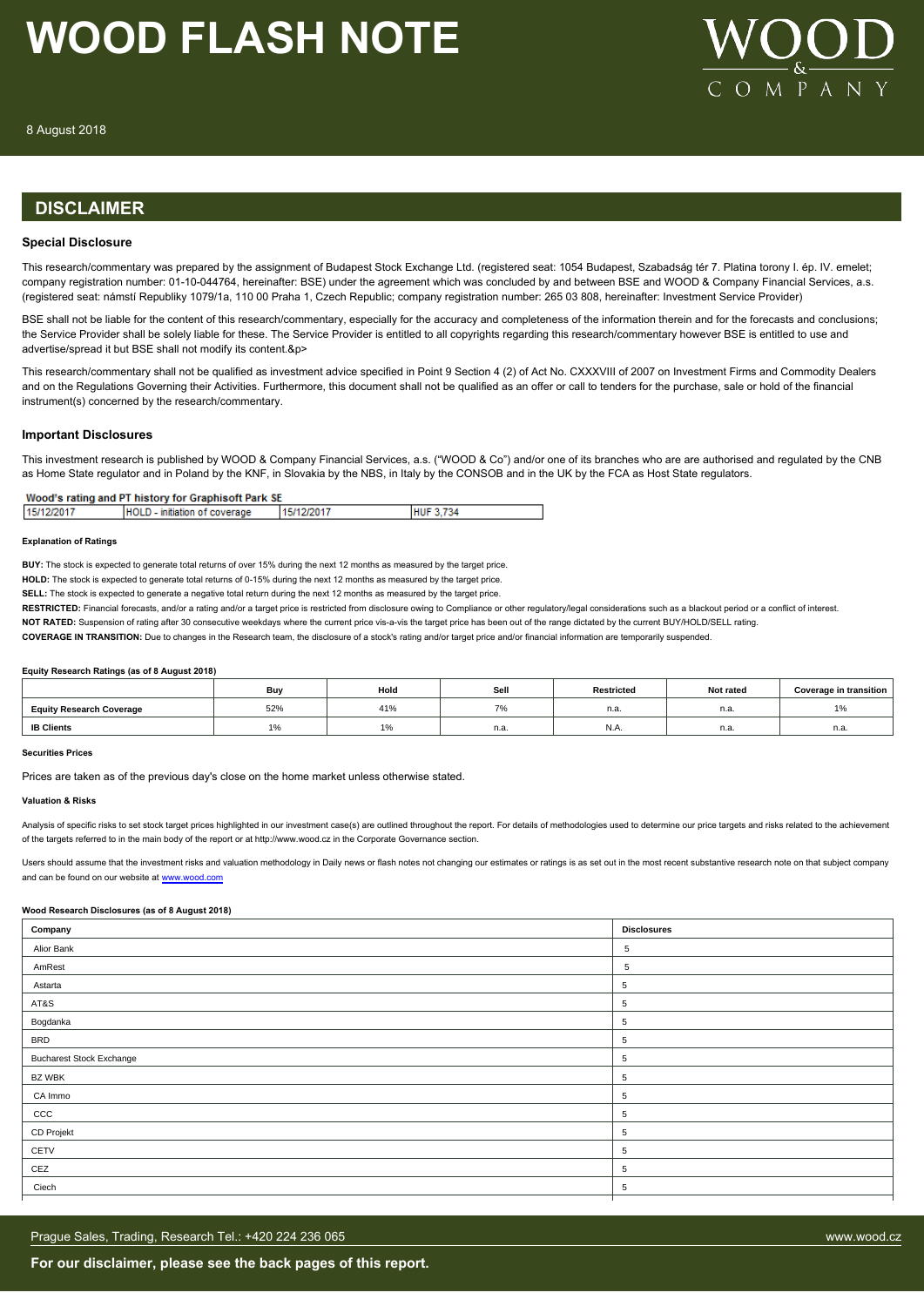# WOOD FLASH NOTE

8 August 2018

## DISCLAIMER

### Special Disclosure

This research/commentary was prepared by the assignment of Budapest Stock Exchange Ltd. (registered seat: 1054 Budapest, Szabadság tér 7. Platina torony I. ép. IV. emelet; company registration number: 01-10-044764, hereinafter: BSE) under the agreement which was concluded by and between BSE and WOOD & Company Financial Services, a.s. (registered seat: námstí Republiky 1079/1a, 110 00 Praha 1, Czech Republic; company registration number: 265 03 808, hereinafter: Investment Service Provider)

BSE shall not be liable for the content of this research/commentary, especially for the accuracy and completeness of the information therein and for the forecasts and conclusions; the Service Provider shall be solely liable for these. The Service Provider is entitled to all copyrights regarding this research/commentary however BSE is entitled to use and advertise/spread it but BSE shall not modify its content.&p>

This research/commentary shall not be qualified as investment advice specified in Point 9 Section 4 (2) of Act No. CXXXVIII of 2007 on Investment Firms and Commodity Dealers and on the Regulations Governing their Activities. Furthermore, this document shall not be qualified as an offer or call to tenders for the purchase, sale or hold of the financial instrument(s) concerned by the research/commentary.

### Important Disclosures

This investment research is published by WOOD & Company Financial Services, a.s. ("WOOD & Co") and/or one of its branches who are are authorised and regulated by the CNB as Home State regulator and in Poland by the KNF, in Slovakia by the NBS, in Italy by the CONSOB and in the UK by the FCA as Host State regulators.

**Wood's rating and PT history for Graphisoft Park SE**

| | | | |
|---|---|---|---|
| 15/12/2017 | HOLD - initiation of coverage | 15/12/2017 | HUF 3,734 |

**Explanation of Ratings**

**BUY:** The stock is expected to generate total returns of over 15% during the next 12 months as measured by the target price.

**HOLD:** The stock is expected to generate total returns of 0-15% during the next 12 months as measured by the target price.

**SELL:** The stock is expected to generate a negative total return during the next 12 months as measured by the target price.

**RESTRICTED:** Financial forecasts, and/or a rating and/or a target price is restricted from disclosure owing to Compliance or other regulatory/legal considerations such as a blackout period or a conflict of interest.

**NOT RATED:** Suspension of rating after 30 consecutive weekdays where the current price vis-a-vis the target price has been out of the range dictated by the current BUY/HOLD/SELL rating.

**COVERAGE IN TRANSITION:** Due to changes in the Research team, the disclosure of a stock's rating and/or target price and/or financial information are temporarily suspended.

**Equity Research Ratings (as of 8 August 2018)**

| | Buy | Hold | Sell | Restricted | Not rated | Coverage in transition |
|---|---|---|---|---|---|---|
| **Equity Research Coverage** | 52% | 41% | 7% | n.a. | n.a. | 1% |
| **IB Clients** | 1% | 1% | n.a. | N.A. | n.a. | n.a. |

**Securities Prices**

Prices are taken as of the previous day's close on the home market unless otherwise stated.

**Valuation & Risks**

Analysis of specific risks to set stock target prices highlighted in our investment case(s) are outlined throughout the report. For details of methodologies used to determine our price targets and risks related to the achievement of the targets referred to in the main body of the report or at http://www.wood.cz in the Corporate Governance section.

Users should assume that the investment risks and valuation methodology in Daily news or flash notes not changing our estimates or ratings is as set out in the most recent substantive research note on that subject company and can be found on our website at www.wood.com

**Wood Research Disclosures (as of 8 August 2018)**

| Company | Disclosures |
|---|---|
| Alior Bank | 5 |
| AmRest | 5 |
| Astarta | 5 |
| AT&S | 5 |
| Bogdanka | 5 |
| BRD | 5 |
| Bucharest Stock Exchange | 5 |
| BZ WBK | 5 |
| CA Immo | 5 |
| CCC | 5 |
| CD Projekt | 5 |
| CETV | 5 |
| CEZ | 5 |
| Ciech | 5 |

**For our disclaimer, please see the back pages of this report.**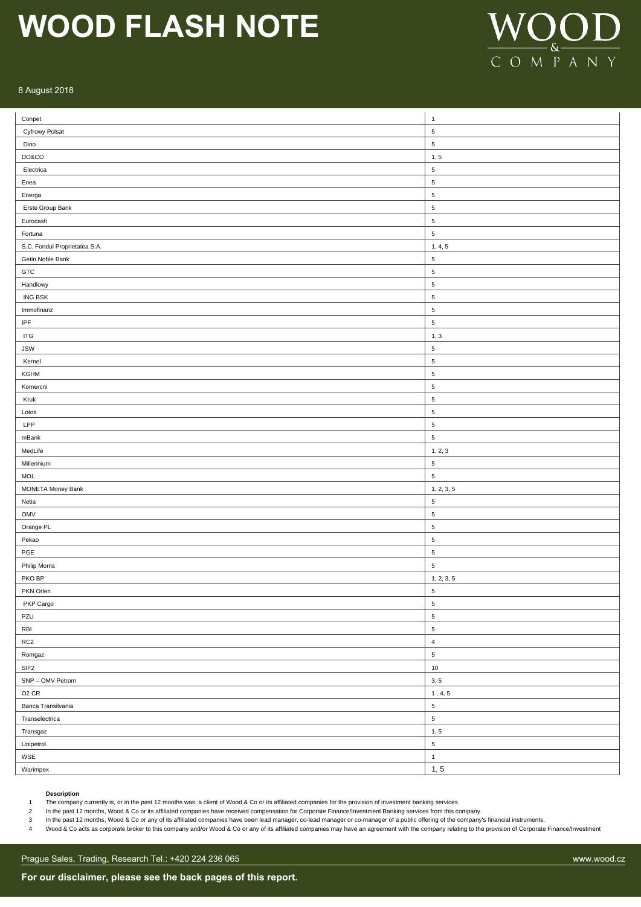| | |
|---|---|
| Conpet | 1 |
| Cyfrowy Polsat | 5 |
| Dino | 5 |
| DO&CO | 1, 5 |
| Electrica | 5 |
| Enea | 5 |
| Energa | 5 |
| Erste Group Bank | 5 |
| Eurocash | 5 |
| Fortuna | 5 |
| S.C. Fondul Proprietatea S.A. | 1, 4, 5 |
| Getin Noble Bank | 5 |
| GTC | 5 |
| Handlowy | 5 |
| ING BSK | 5 |
| Immofinanz | 5 |
| IPF | 5 |
| ITG | 1, 3 |
| JSW | 5 |
| Kernel | 5 |
| KGHM | 5 |
| Komercni | 5 |
| Kruk | 5 |
| Lotos | 5 |
| LPP | 5 |
| mBank | 5 |
| MedLife | 1, 2, 3 |
| Millennium | 5 |
| MOL | 5 |
| MONETA Money Bank | 1, 2, 3, 5 |
| Netia | 5 |
| OMV | 5 |
| Orange PL | 5 |
| Pekao | 5 |
| PGE | 5 |
| Philip Morris | 5 |
| PKO BP | 1, 2, 3, 5 |
| PKN Orlen | 5 |
| PKP Cargo | 5 |
| PZU | 5 |
| RBI | 5 |
| RC2 | 4 |
| Romgaz | 5 |
| SIF2 | 10 |
| SNP – OMV Petrom | 3, 5 |
| O2 CR | 1 , 4, 5 |
| Banca Transilvania | 5 |
| Transelectrica | 5 |
| Transgaz | 1, 5 |
| Unipetrol | 5 |
| WSE | 1 |
| Warimpex | 1, 5 |

**Description**

1. The company currently is, or in the past 12 months was, a client of Wood & Co or its affiliated companies for the provision of investment banking services.
2. In the past 12 months, Wood & Co or its affiliated companies have received compensation for Corporate Finance/Investment Banking services from this company.
3. In the past 12 months, Wood & Co or any of its affiliated companies have been lead manager, co-lead manager or co-manager of a public offering of the company's financial instruments.
4. Wood & Co acts as corporate broker to this company and/or Wood & Co or any of its affiliated companies may have an agreement with the company relating to the provision of Corporate Finance/Investment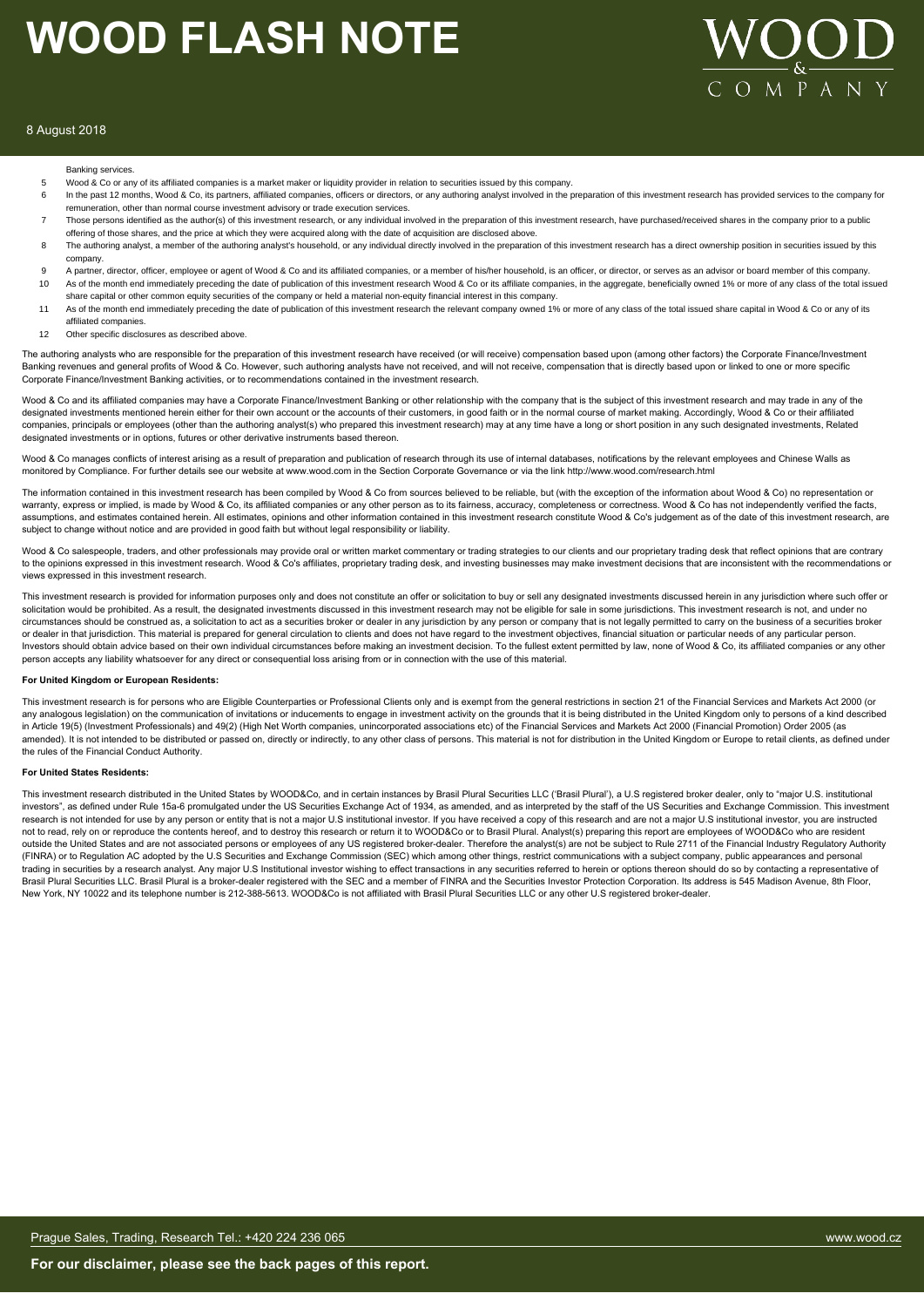Banking services.

5 Wood & Co or any of its affiliated companies is a market maker or liquidity provider in relation to securities issued by this company.

6 In the past 12 months, Wood & Co, its partners, affiliated companies, officers or directors, or any authoring analyst involved in the preparation of this investment research has provided services to the company for remuneration, other than normal course investment advisory or trade execution services.

7 Those persons identified as the author(s) of this investment research, or any individual involved in the preparation of this investment research, have purchased/received shares in the company prior to a public offering of those shares, and the price at which they were acquired along with the date of acquisition are disclosed above.

8 The authoring analyst, a member of the authoring analyst's household, or any individual directly involved in the preparation of this investment research has a direct ownership position in securities issued by this company.

9 A partner, director, officer, employee or agent of Wood & Co and its affiliated companies, or a member of his/her household, is an officer, or director, or serves as an advisor or board member of this company.

10 As of the month end immediately preceding the date of publication of this investment research Wood & Co or its affiliate companies, in the aggregate, beneficially owned 1% or more of any class of the total issued share capital or other common equity securities of the company or held a material non-equity financial interest in this company.

11 As of the month end immediately preceding the date of publication of this investment research the relevant company owned 1% or more of any class of the total issued share capital in Wood & Co or any of its affiliated companies.

12 Other specific disclosures as described above.

The authoring analysts who are responsible for the preparation of this investment research have received (or will receive) compensation based upon (among other factors) the Corporate Finance/Investment Banking revenues and general profits of Wood & Co. However, such authoring analysts have not received, and will not receive, compensation that is directly based upon or linked to one or more specific Corporate Finance/Investment Banking activities, or to recommendations contained in the investment research.

Wood & Co and its affiliated companies may have a Corporate Finance/Investment Banking or other relationship with the company that is the subject of this investment research and may trade in any of the designated investments mentioned herein either for their own account or the accounts of their customers, in good faith or in the normal course of market making. Accordingly, Wood & Co or their affiliated companies, principals or employees (other than the authoring analyst(s) who prepared this investment research) may at any time have a long or short position in any such designated investments, Related designated investments or in options, futures or other derivative instruments based thereon.

Wood & Co manages conflicts of interest arising as a result of preparation and publication of research through its use of internal databases, notifications by the relevant employees and Chinese Walls as monitored by Compliance. For further details see our website at www.wood.com in the Section Corporate Governance or via the link http://www.wood.com/research.html

The information contained in this investment research has been compiled by Wood & Co from sources believed to be reliable, but (with the exception of the information about Wood & Co) no representation or warranty, express or implied, is made by Wood & Co, its affiliated companies or any other person as to its fairness, accuracy, completeness or correctness. Wood & Co has not independently verified the facts, assumptions, and estimates contained herein. All estimates, opinions and other information contained in this investment research constitute Wood & Co's judgement as of the date of this investment research, are subject to change without notice and are provided in good faith but without legal responsibility or liability.

Wood & Co salespeople, traders, and other professionals may provide oral or written market commentary or trading strategies to our clients and our proprietary trading desk that reflect opinions that are contrary to the opinions expressed in this investment research. Wood & Co's affiliates, proprietary trading desk, and investing businesses may make investment decisions that are inconsistent with the recommendations or views expressed in this investment research.

This investment research is provided for information purposes only and does not constitute an offer or solicitation to buy or sell any designated investments discussed herein in any jurisdiction where such offer or solicitation would be prohibited. As a result, the designated investments discussed in this investment research may not be eligible for sale in some jurisdictions. This investment research is not, and under no circumstances should be construed as, a solicitation to act as a securities broker or dealer in any jurisdiction by any person or company that is not legally permitted to carry on the business of a securities broker or dealer in that jurisdiction. This material is prepared for general circulation to clients and does not have regard to the investment objectives, financial situation or particular needs of any particular person. Investors should obtain advice based on their own individual circumstances before making an investment decision. To the fullest extent permitted by law, none of Wood & Co, its affiliated companies or any other person accepts any liability whatsoever for any direct or consequential loss arising from or in connection with the use of this material.

**For United Kingdom or European Residents:**

This investment research is for persons who are Eligible Counterparties or Professional Clients only and is exempt from the general restrictions in section 21 of the Financial Services and Markets Act 2000 (or any analogous legislation) on the communication of invitations or inducements to engage in investment activity on the grounds that it is being distributed in the United Kingdom only to persons of a kind described in Article 19(5) (Investment Professionals) and 49(2) (High Net Worth companies, unincorporated associations etc) of the Financial Services and Markets Act 2000 (Financial Promotion) Order 2005 (as amended). It is not intended to be distributed or passed on, directly or indirectly, to any other class of persons. This material is not for distribution in the United Kingdom or Europe to retail clients, as defined under the rules of the Financial Conduct Authority.

**For United States Residents:**

This investment research distributed in the United States by WOOD&Co, and in certain instances by Brasil Plural Securities LLC ('Brasil Plural'), a U.S registered broker dealer, only to "major U.S. institutional investors", as defined under Rule 15a-6 promulgated under the US Securities Exchange Act of 1934, as amended, and as interpreted by the staff of the US Securities and Exchange Commission. This investment research is not intended for use by any person or entity that is not a major U.S institutional investor. If you have received a copy of this research and are not a major U.S institutional investor, you are instructed not to read, rely on or reproduce the contents hereof, and to destroy this research or return it to WOOD&Co or to Brasil Plural. Analyst(s) preparing this report are employees of WOOD&Co who are resident outside the United States and are not associated persons or employees of any US registered broker-dealer. Therefore the analyst(s) are not be subject to Rule 2711 of the Financial Industry Regulatory Authority (FINRA) or to Regulation AC adopted by the U.S Securities and Exchange Commission (SEC) which among other things, restrict communications with a subject company, public appearances and personal trading in securities by a research analyst. Any major U.S Institutional investor wishing to effect transactions in any securities referred to herein or options thereon should do so by contacting a representative of Brasil Plural Securities LLC. Brasil Plural is a broker-dealer registered with the SEC and a member of FINRA and the Securities Investor Protection Corporation. Its address is 545 Madison Avenue, 8th Floor, New York, NY 10022 and its telephone number is 212-388-5613. WOOD&Co is not affiliated with Brasil Plural Securities LLC or any other U.S registered broker-dealer.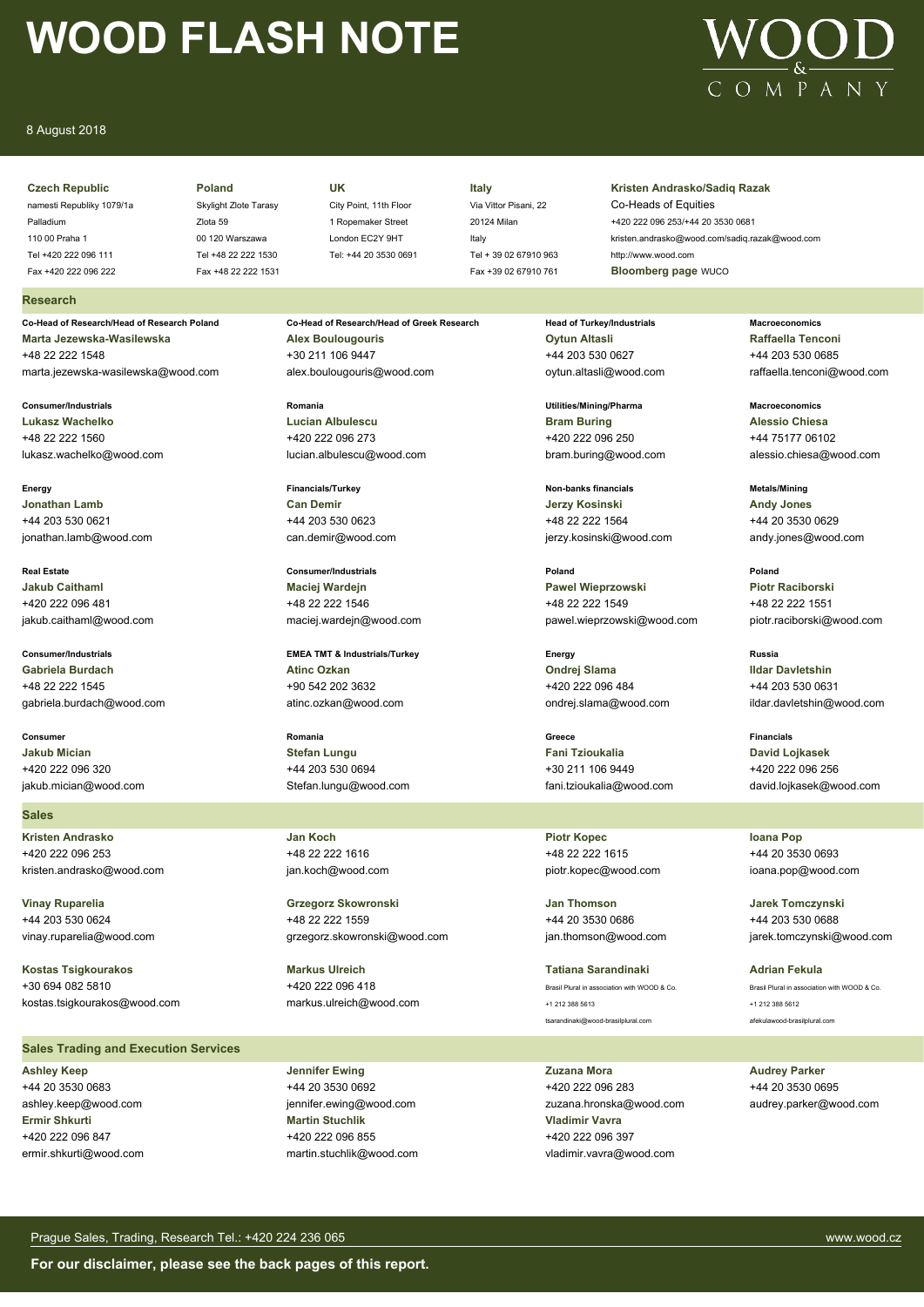# WOOD FLASH NOTE

8 August 2018

**Czech Republic**
namesti Republiky 1079/1a
Palladium
110 00 Praha 1
Tel +420 222 096 111
Fax +420 222 096 222

**Poland**
Skylight Zlote Tarasy
Zlota 59
00 120 Warszawa
Tel +48 22 222 1530
Fax +48 22 222 1531

**UK**
City Point, 11th Floor
1 Ropemaker Street
London EC2Y 9HT
Tel: +44 20 3530 0691

**Italy**
Via Vittor Pisani, 22
20124 Milan
Italy
Tel + 39 02 67910 963
Fax +39 02 67910 761

**Kristen Andrasko/Sadiq Razak**
Co-Heads of Equities
+420 222 096 253/+44 20 3530 0681
kristen.andrasko@wood.com/sadiq.razak@wood.com
http://www.wood.com
**Bloomberg page** WUCO

## Research

**Co-Head of Research/Head of Research Poland**
**Marta Jezewska-Wasilewska**
+48 22 222 1548
marta.jezewska-wasilewska@wood.com

**Co-Head of Research/Head of Greek Research**
**Alex Boulougouris**
+30 211 106 9447
alex.boulougouris@wood.com

**Head of Turkey/Industrials**
**Oytun Altasli**
+44 203 530 0627
oytun.altasli@wood.com

**Macroeconomics**
**Raffaella Tenconi**
+44 203 530 0685
raffaella.tenconi@wood.com

**Consumer/Industrials**
**Lukasz Wachelko**
+48 22 222 1560
lukasz.wachelko@wood.com

**Romania**
**Lucian Albulescu**
+420 222 096 273
lucian.albulescu@wood.com

**Utilities/Mining/Pharma**
**Bram Buring**
+420 222 096 250
bram.buring@wood.com

**Macroeconomics**
**Alessio Chiesa**
+44 75177 06102
alessio.chiesa@wood.com

**Energy**
**Jonathan Lamb**
+44 203 530 0621
jonathan.lamb@wood.com

**Financials/Turkey**
**Can Demir**
+44 203 530 0623
can.demir@wood.com

**Non-banks financials**
**Jerzy Kosinski**
+48 22 222 1564
jerzy.kosinski@wood.com

**Metals/Mining**
**Andy Jones**
+44 20 3530 0629
andy.jones@wood.com

**Real Estate**
**Jakub Caithaml**
+420 222 096 481
jakub.caithaml@wood.com

**Consumer/Industrials**
**Maciej Wardejn**
+48 22 222 1546
maciej.wardejn@wood.com

**Poland**
**Pawel Wieprzowski**
+48 22 222 1549
pawel.wieprzowski@wood.com

**Poland**
**Piotr Raciborski**
+48 22 222 1551
piotr.raciborski@wood.com

**Consumer/Industrials**
**Gabriela Burdach**
+48 22 222 1545
gabriela.burdach@wood.com

**EMEA TMT & Industrials/Turkey**
**Atinc Ozkan**
+90 542 202 3632
atinc.ozkan@wood.com

**Energy**
**Ondrej Slama**
+420 222 096 484
ondrej.slama@wood.com

**Russia**
**Ildar Davletshin**
+44 203 530 0631
ildar.davletshin@wood.com

**Consumer**
**Jakub Mician**
+420 222 096 320
jakub.mician@wood.com

**Romania**
**Stefan Lungu**
+44 203 530 0694
Stefan.lungu@wood.com

**Greece**
**Fani Tzioukalia**
+30 211 106 9449
fani.tzioukalia@wood.com

**Financials**
**David Lojkasek**
+420 222 096 256
david.lojkasek@wood.com

## Sales

**Kristen Andrasko**
+420 222 096 253
kristen.andrasko@wood.com

**Jan Koch**
+48 22 222 1616
jan.koch@wood.com

**Piotr Kopec**
+48 22 222 1615
piotr.kopec@wood.com

**Ioana Pop**
+44 20 3530 0693
ioana.pop@wood.com

**Vinay Ruparelia**
+44 203 530 0624
vinay.ruparelia@wood.com

**Grzegorz Skowronski**
+48 22 222 1559
grzegorz.skowronski@wood.com

**Jan Thomson**
+44 20 3530 0686
jan.thomson@wood.com

**Jarek Tomczynski**
+44 203 530 0688
jarek.tomczynski@wood.com

**Kostas Tsigkourakos**
+30 694 082 5810
kostas.tsigkourakos@wood.com

**Markus Ulreich**
+420 222 096 418
markus.ulreich@wood.com

**Tatiana Sarandinaki**
Brasil Plural in association with WOOD & Co.
+1 212 388 5613
tsarandinaki@wood-brasilplural.com

**Adrian Fekula**
Brasil Plural in association with WOOD & Co.
+1 212 388 5612
afekulawood-brasilplural.com

## Sales Trading and Execution Services

**Ashley Keep**
+44 20 3530 0683
ashley.keep@wood.com

**Ermir Shkurti**
+420 222 096 847
ermir.shkurti@wood.com

**Jennifer Ewing**
+44 20 3530 0692
jennifer.ewing@wood.com

**Martin Stuchlik**
+420 222 096 855
martin.stuchlik@wood.com

**Zuzana Mora**
+420 222 096 283
zuzana.hronska@wood.com

**Vladimir Vavra**
+420 222 096 397
vladimir.vavra@wood.com

**Audrey Parker**
+44 20 3530 0695
audrey.parker@wood.com

Prague Sales, Trading, Research Tel.: +420 224 236 065 www.wood.cz

**For our disclaimer, please see the back pages of this report.**